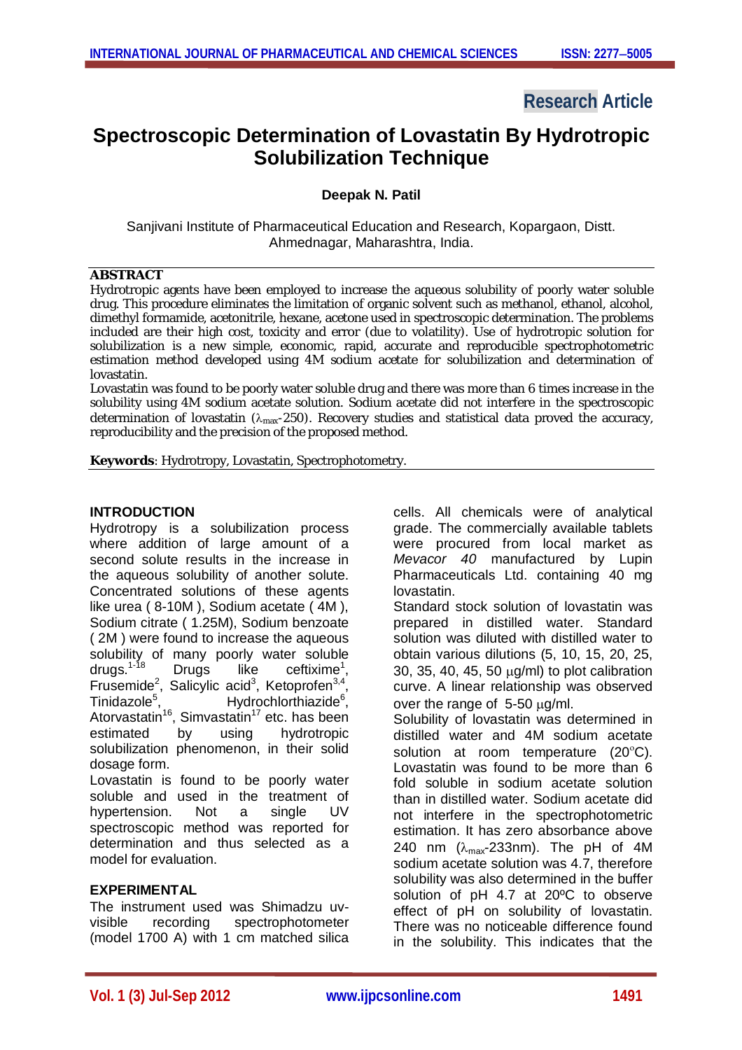Research Article

# Spectroscopic Determination of Lovastatin By Hydrotropic Solubilization Technique

**Deepak N. Patil**

Sanjivani Institute of Pharmaceutical Education and Research, Kopargaon, Distt. Ahmednagar, Maharashtra, India.

## ABSTRACT

Hydrotropic agents have been employed to increase the aqueous solubility of poorly water soluble drug. This procedure eliminates the limitation of organic solvent such as methanol, ethanol, alcohol, dimethyl formamide, acetonitrile, hexane, acetone used in spectroscopic determination. The problems included are their high cost, toxicity and error (due to volatility). Use of hydrotropic solution for solubilization is a new simple, economic, rapid, accurate and reproducible spectrophotometric estimation method developed using 4M sodium acetate for solubilization and determination of lovastatin.

Lovastatin was found to be poorly water soluble drug and there was more than 6 times increase in the solubility using 4M sodium acetate solution. Sodium acetate did not interfere in the spectroscopic determination of lovastatin ($\lambda_{max}$-250). Recovery studies and statistical data proved the accuracy, reproducibility and the precision of the proposed method.

**Keywords**: Hydrotropy, Lovastatin, Spectrophotometry.

## INTRODUCTION

Hydrotropy is a solubilization process where addition of large amount of a second solute results in the increase in the aqueous solubility of another solute. Concentrated solutions of these agents like urea ( 8-10M ), Sodium acetate ( 4M ), Sodium citrate ( 1.25M), Sodium benzoate ( 2M ) were found to increase the aqueous solubility of many poorly water soluble drugs.[1-18] Drugs like ceftixime[1], Frusemide[2], Salicylic acid[3], Ketoprofen[3,4], Tinidazole[5], Hydrochlorthiazide[6], Atorvastatin[16], Simvastatin[17] etc. has been estimated by using hydrotropic solubilization phenomenon, in their solid dosage form.

Lovastatin is found to be poorly water soluble and used in the treatment of hypertension. Not a single UV spectroscopic method was reported for determination and thus selected as a model for evaluation.

## EXPERIMENTAL

The instrument used was Shimadzu uv-visible recording spectrophotometer (model 1700 A) with 1 cm matched silica cells. All chemicals were of analytical grade. The commercially available tablets were procured from local market as *Mevacor 40* manufactured by Lupin Pharmaceuticals Ltd. containing 40 mg lovastatin.

Standard stock solution of lovastatin was prepared in distilled water. Standard solution was diluted with distilled water to obtain various dilutions (5, 10, 15, 20, 25, 30, 35, 40, 45, 50 μg/ml) to plot calibration curve. A linear relationship was observed over the range of 5-50 μg/ml.

Solubility of lovastatin was determined in distilled water and 4M sodium acetate solution at room temperature (20°C). Lovastatin was found to be more than 6 fold soluble in sodium acetate solution than in distilled water. Sodium acetate did not interfere in the spectrophotometric estimation. It has zero absorbance above 240 nm ($\lambda_{max}$-233nm). The pH of 4M sodium acetate solution was 4.7, therefore solubility was also determined in the buffer solution of pH 4.7 at 20ºC to observe effect of pH on solubility of lovastatin. There was no noticeable difference found in the solubility. This indicates that the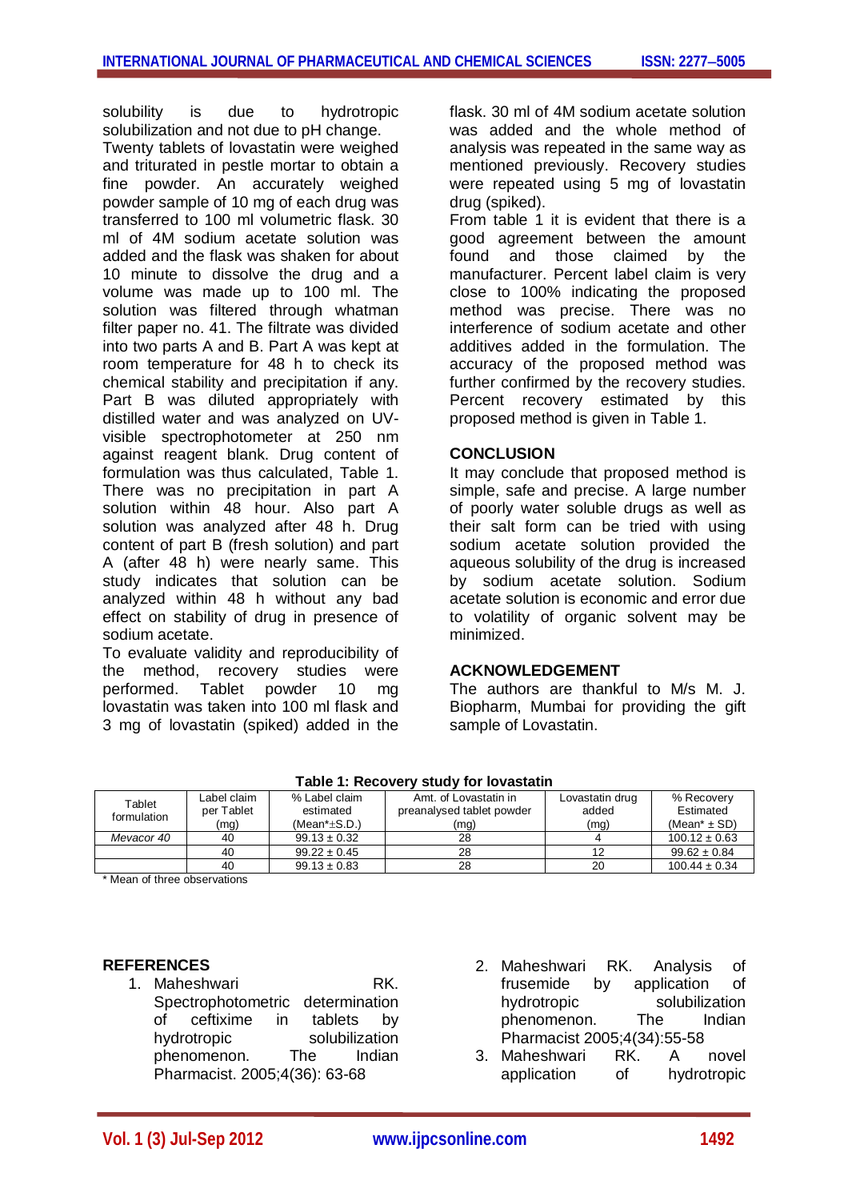solubility is due to hydrotropic solubilization and not due to pH change.

Twenty tablets of lovastatin were weighed and triturated in pestle mortar to obtain a fine powder. An accurately weighed powder sample of 10 mg of each drug was transferred to 100 ml volumetric flask. 30 ml of 4M sodium acetate solution was added and the flask was shaken for about 10 minute to dissolve the drug and a volume was made up to 100 ml. The solution was filtered through whatman filter paper no. 41. The filtrate was divided into two parts A and B. Part A was kept at room temperature for 48 h to check its chemical stability and precipitation if any. Part B was diluted appropriately with distilled water and was analyzed on UV-visible spectrophotometer at 250 nm against reagent blank. Drug content of formulation was thus calculated, Table 1. There was no precipitation in part A solution within 48 hour. Also part A solution was analyzed after 48 h. Drug content of part B (fresh solution) and part A (after 48 h) were nearly same. This study indicates that solution can be analyzed within 48 h without any bad effect on stability of drug in presence of sodium acetate.

To evaluate validity and reproducibility of the method, recovery studies were performed. Tablet powder 10 mg lovastatin was taken into 100 ml flask and 3 mg of lovastatin (spiked) added in the flask. 30 ml of 4M sodium acetate solution was added and the whole method of analysis was repeated in the same way as mentioned previously. Recovery studies were repeated using 5 mg of lovastatin drug (spiked).

From table 1 it is evident that there is a good agreement between the amount found and those claimed by the manufacturer. Percent label claim is very close to 100% indicating the proposed method was precise. There was no interference of sodium acetate and other additives added in the formulation. The accuracy of the proposed method was further confirmed by the recovery studies. Percent recovery estimated by this proposed method is given in Table 1.

## CONCLUSION

It may conclude that proposed method is simple, safe and precise. A large number of poorly water soluble drugs as well as their salt form can be tried with using sodium acetate solution provided the aqueous solubility of the drug is increased by sodium acetate solution. Sodium acetate solution is economic and error due to volatility of organic solvent may be minimized.

## ACKNOWLEDGEMENT

The authors are thankful to M/s M. J. Biopharm, Mumbai for providing the gift sample of Lovastatin.

**Table 1: Recovery study for lovastatin**

| Tablet formulation | Label claim per Tablet (mg) | % Label claim estimated (Mean*±S.D.) | Amt. of Lovastatin in preanalysed tablet powder (mg) | Lovastatin drug added (mg) | % Recovery Estimated (Mean* ± SD) |
|---|---|---|---|---|---|
| *Mevacor 40* | 40 | 99.13 ± 0.32 | 28 | 4 | 100.12 ± 0.63 |
| | 40 | 99.22 ± 0.45 | 28 | 12 | 99.62 ± 0.84 |
| | 40 | 99.13 ± 0.83 | 28 | 20 | 100.44 ± 0.34 |

\* Mean of three observations

## REFERENCES

1. Maheshwari RK. Spectrophotometric determination of ceftixime in tablets by hydrotropic solubilization phenomenon. The Indian Pharmacist. 2005;4(36): 63-68
2. Maheshwari RK. Analysis of frusemide by application of hydrotropic solubilization phenomenon. The Indian Pharmacist 2005;4(34):55-58
3. Maheshwari RK. A novel application of hydrotropic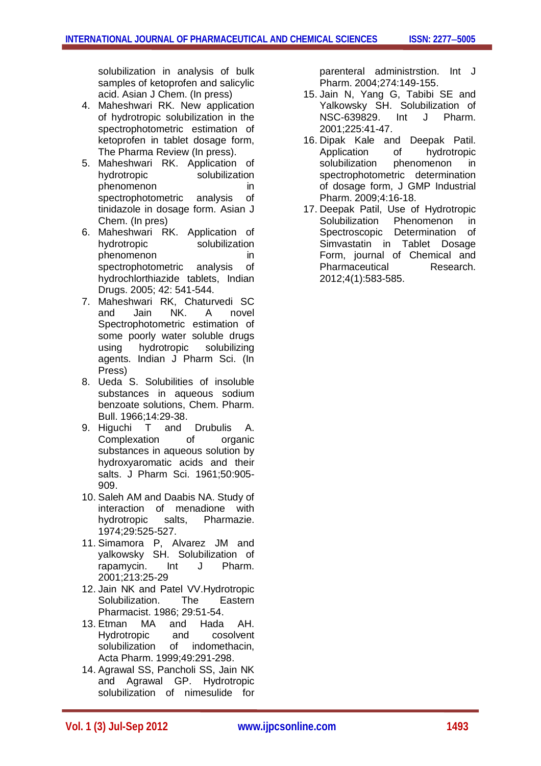solubilization in analysis of bulk samples of ketoprofen and salicylic acid. Asian J Chem. (In press)

4. Maheshwari RK. New application of hydrotropic solubilization in the spectrophotometric estimation of ketoprofen in tablet dosage form, The Pharma Review (In press).
5. Maheshwari RK. Application of hydrotropic solubilization phenomenon in spectrophotometric analysis of tinidazole in dosage form. Asian J Chem. (In pres)
6. Maheshwari RK. Application of hydrotropic solubilization phenomenon in spectrophotometric analysis of hydrochlorthiazide tablets, Indian Drugs. 2005; 42: 541-544.
7. Maheshwari RK, Chaturvedi SC and Jain NK. A novel Spectrophotometric estimation of some poorly water soluble drugs using hydrotropic solubilizing agents. Indian J Pharm Sci. (In Press)
8. Ueda S. Solubilities of insoluble substances in aqueous sodium benzoate solutions, Chem. Pharm. Bull. 1966;14:29-38.
9. Higuchi T and Drubulis A. Complexation of organic substances in aqueous solution by hydroxyaromatic acids and their salts. J Pharm Sci. 1961;50:905-909.
10. Saleh AM and Daabis NA. Study of interaction of menadione with hydrotropic salts, Pharmazie. 1974;29:525-527.
11. Simamora P, Alvarez JM and yalkowsky SH. Solubilization of rapamycin. Int J Pharm. 2001;213:25-29
12. Jain NK and Patel VV.Hydrotropic Solubilization. The Eastern Pharmacist. 1986; 29:51-54.
13. Etman MA and Hada AH. Hydrotropic and cosolvent solubilization of indomethacin, Acta Pharm. 1999;49:291-298.
14. Agrawal SS, Pancholi SS, Jain NK and Agrawal GP. Hydrotropic solubilization of nimesulide for parenteral administrstion. Int J Pharm. 2004;274:149-155.
15. Jain N, Yang G, Tabibi SE and Yalkowsky SH. Solubilization of NSC-639829. Int J Pharm. 2001;225:41-47.
16. Dipak Kale and Deepak Patil. Application of hydrotropic solubilization phenomenon in spectrophotometric determination of dosage form, J GMP Industrial Pharm. 2009;4:16-18.
17. Deepak Patil, Use of Hydrotropic Solubilization Phenomenon in Spectroscopic Determination of Simvastatin in Tablet Dosage Form, journal of Chemical and Pharmaceutical Research. 2012;4(1):583-585.